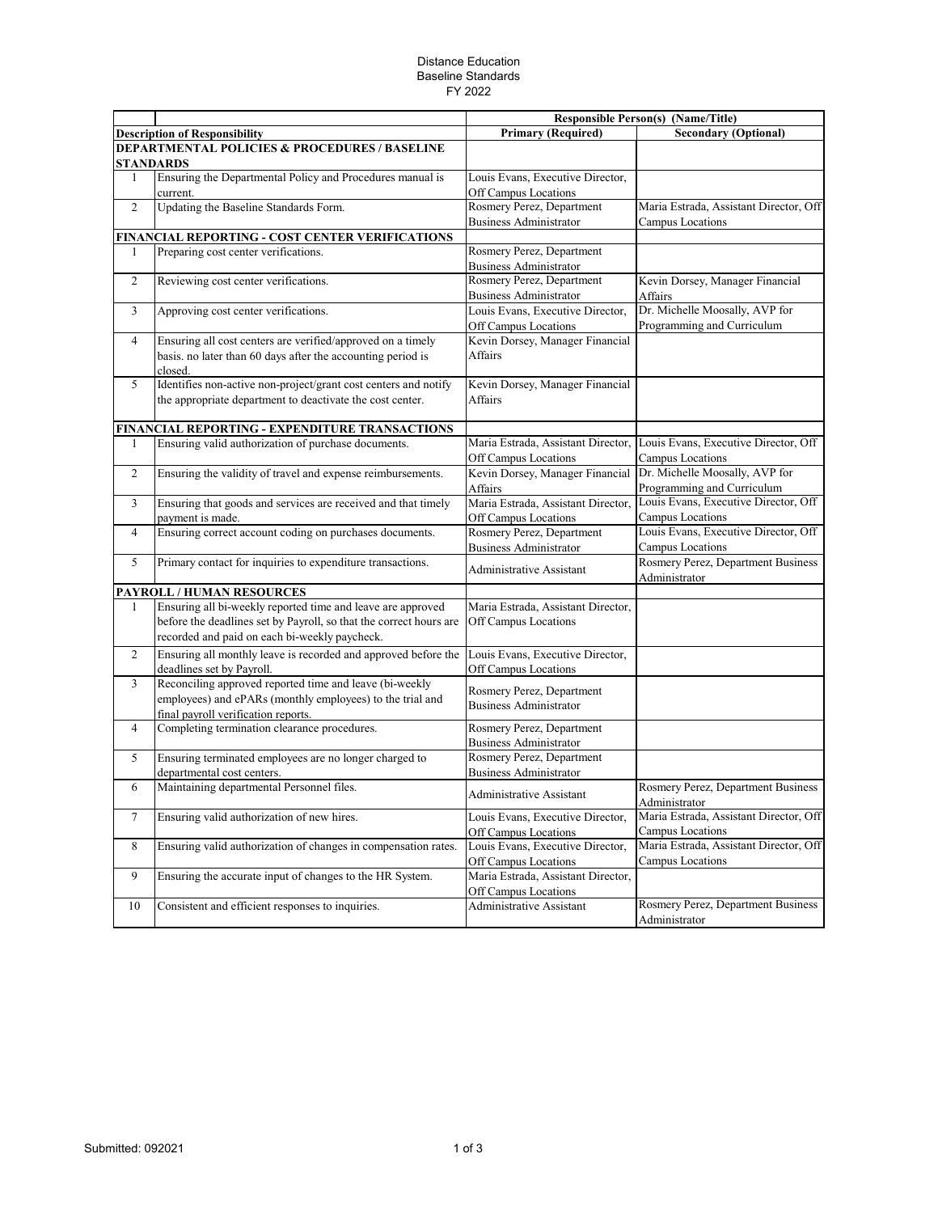Distance Education
Baseline Standards
FY 2022

| | | Responsible Person(s) (Name/Title) | |
|---|---|---|---|
| **Description of Responsibility** | | **Primary (Required)** | **Secondary (Optional)** |
| **DEPARTMENTAL POLICIES & PROCEDURES / BASELINE STANDARDS** | | | |
| 1 | Ensuring the Departmental Policy and Procedures manual is current. | Louis Evans, Executive Director, Off Campus Locations | |
| 2 | Updating the Baseline Standards Form. | Rosmery Perez, Department Business Administrator | Maria Estrada, Assistant Director, Off Campus Locations |
| **FINANCIAL REPORTING - COST CENTER VERIFICATIONS** | | | |
| 1 | Preparing cost center verifications. | Rosmery Perez, Department Business Administrator | |
| 2 | Reviewing cost center verifications. | Rosmery Perez, Department Business Administrator | Kevin Dorsey, Manager Financial Affairs |
| 3 | Approving cost center verifications. | Louis Evans, Executive Director, Off Campus Locations | Dr. Michelle Moosally, AVP for Programming and Curriculum |
| 4 | Ensuring all cost centers are verified/approved on a timely basis. no later than 60 days after the accounting period is closed. | Kevin Dorsey, Manager Financial Affairs | |
| 5 | Identifies non-active non-project/grant cost centers and notify the appropriate department to deactivate the cost center. | Kevin Dorsey, Manager Financial Affairs | |
| **FINANCIAL REPORTING - EXPENDITURE TRANSACTIONS** | | | |
| 1 | Ensuring valid authorization of purchase documents. | Maria Estrada, Assistant Director, Off Campus Locations | Louis Evans, Executive Director, Off Campus Locations |
| 2 | Ensuring the validity of travel and expense reimbursements. | Kevin Dorsey, Manager Financial Affairs | Dr. Michelle Moosally, AVP for Programming and Curriculum |
| 3 | Ensuring that goods and services are received and that timely payment is made. | Maria Estrada, Assistant Director, Off Campus Locations | Louis Evans, Executive Director, Off Campus Locations |
| 4 | Ensuring correct account coding on purchases documents. | Rosmery Perez, Department Business Administrator | Louis Evans, Executive Director, Off Campus Locations |
| 5 | Primary contact for inquiries to expenditure transactions. | Administrative Assistant | Rosmery Perez, Department Business Administrator |
| **PAYROLL / HUMAN RESOURCES** | | | |
| 1 | Ensuring all bi-weekly reported time and leave are approved before the deadlines set by Payroll, so that the correct hours are recorded and paid on each bi-weekly paycheck. | Maria Estrada, Assistant Director, Off Campus Locations | |
| 2 | Ensuring all monthly leave is recorded and approved before the deadlines set by Payroll. | Louis Evans, Executive Director, Off Campus Locations | |
| 3 | Reconciling approved reported time and leave (bi-weekly employees) and ePARs (monthly employees) to the trial and final payroll verification reports. | Rosmery Perez, Department Business Administrator | |
| 4 | Completing termination clearance procedures. | Rosmery Perez, Department Business Administrator | |
| 5 | Ensuring terminated employees are no longer charged to departmental cost centers. | Rosmery Perez, Department Business Administrator | |
| 6 | Maintaining departmental Personnel files. | Administrative Assistant | Rosmery Perez, Department Business Administrator |
| 7 | Ensuring valid authorization of new hires. | Louis Evans, Executive Director, Off Campus Locations | Maria Estrada, Assistant Director, Off Campus Locations |
| 8 | Ensuring valid authorization of changes in compensation rates. | Louis Evans, Executive Director, Off Campus Locations | Maria Estrada, Assistant Director, Off Campus Locations |
| 9 | Ensuring the accurate input of changes to the HR System. | Maria Estrada, Assistant Director, Off Campus Locations | |
| 10 | Consistent and efficient responses to inquiries. | Administrative Assistant | Rosmery Perez, Department Business Administrator |

Submitted: 092021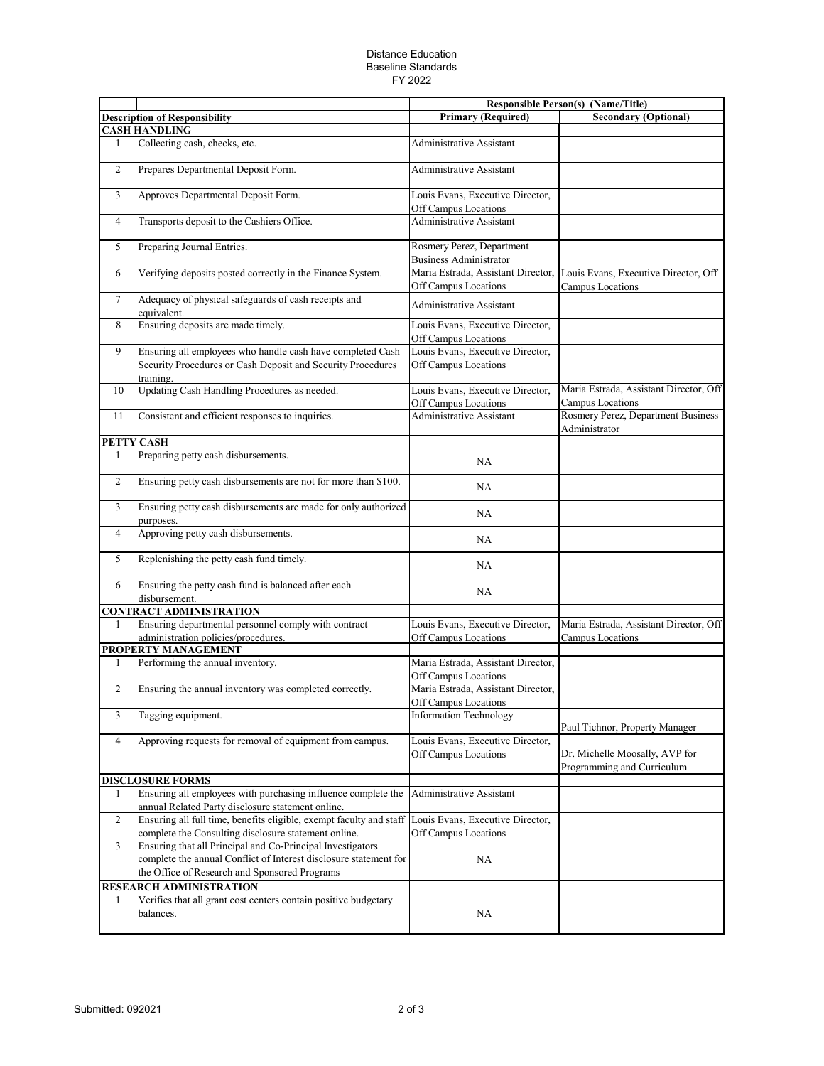Distance Education
Baseline Standards
FY 2022

| | | Responsible Person(s) (Name/Title) | |
|---|---|---|---|
| **Description of Responsibility** | | **Primary (Required)** | **Secondary (Optional)** |
| **CASH HANDLING** | | | |
| 1 | Collecting cash, checks, etc. | Administrative Assistant | |
| 2 | Prepares Departmental Deposit Form. | Administrative Assistant | |
| 3 | Approves Departmental Deposit Form. | Louis Evans, Executive Director, Off Campus Locations | |
| 4 | Transports deposit to the Cashiers Office. | Administrative Assistant | |
| 5 | Preparing Journal Entries. | Rosmery Perez, Department Business Administrator | |
| 6 | Verifying deposits posted correctly in the Finance System. | Maria Estrada, Assistant Director, Off Campus Locations | Louis Evans, Executive Director, Off Campus Locations |
| 7 | Adequacy of physical safeguards of cash receipts and equivalent. | Administrative Assistant | |
| 8 | Ensuring deposits are made timely. | Louis Evans, Executive Director, Off Campus Locations | |
| 9 | Ensuring all employees who handle cash have completed Cash Security Procedures or Cash Deposit and Security Procedures training. | Louis Evans, Executive Director, Off Campus Locations | |
| 10 | Updating Cash Handling Procedures as needed. | Louis Evans, Executive Director, Off Campus Locations | Maria Estrada, Assistant Director, Off Campus Locations |
| 11 | Consistent and efficient responses to inquiries. | Administrative Assistant | Rosmery Perez, Department Business Administrator |
| **PETTY CASH** | | | |
| 1 | Preparing petty cash disbursements. | NA | |
| 2 | Ensuring petty cash disbursements are not for more than $100. | NA | |
| 3 | Ensuring petty cash disbursements are made for only authorized purposes. | NA | |
| 4 | Approving petty cash disbursements. | NA | |
| 5 | Replenishing the petty cash fund timely. | NA | |
| 6 | Ensuring the petty cash fund is balanced after each disbursement. | NA | |
| **CONTRACT ADMINISTRATION** | | | |
| 1 | Ensuring departmental personnel comply with contract administration policies/procedures. | Louis Evans, Executive Director, Off Campus Locations | Maria Estrada, Assistant Director, Off Campus Locations |
| **PROPERTY MANAGEMENT** | | | |
| 1 | Performing the annual inventory. | Maria Estrada, Assistant Director, Off Campus Locations | |
| 2 | Ensuring the annual inventory was completed correctly. | Maria Estrada, Assistant Director, Off Campus Locations | |
| 3 | Tagging equipment. | Information Technology | Paul Tichnor, Property Manager |
| 4 | Approving requests for removal of equipment from campus. | Louis Evans, Executive Director, Off Campus Locations | Dr. Michelle Moosally, AVP for Programming and Curriculum |
| **DISCLOSURE FORMS** | | | |
| 1 | Ensuring all employees with purchasing influence complete the annual Related Party disclosure statement online. | Administrative Assistant | |
| 2 | Ensuring all full time, benefits eligible, exempt faculty and staff complete the Consulting disclosure statement online. | Louis Evans, Executive Director, Off Campus Locations | |
| 3 | Ensuring that all Principal and Co-Principal Investigators complete the annual Conflict of Interest disclosure statement for the Office of Research and Sponsored Programs | NA | |
| **RESEARCH ADMINISTRATION** | | | |
| 1 | Verifies that all grant cost centers contain positive budgetary balances. | NA | |

Submitted: 092021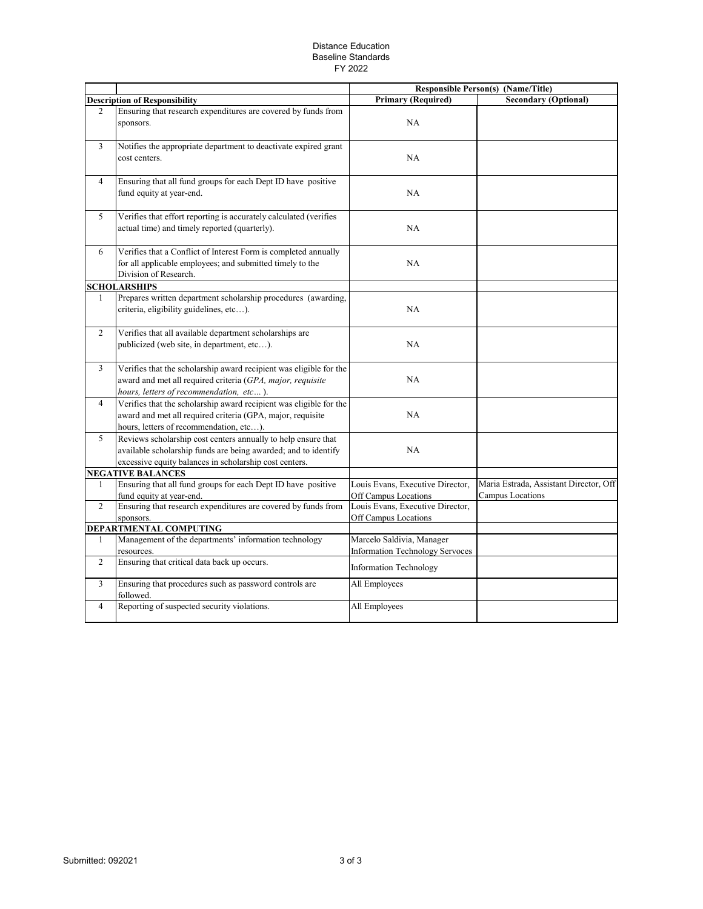Distance Education
Baseline Standards
FY 2022

| | | Responsible Person(s) (Name/Title) | |
|---|---|---|---|
| **Description of Responsibility** | | **Primary (Required)** | **Secondary (Optional)** |
| 2 | Ensuring that research expenditures are covered by funds from sponsors. | NA | |
| 3 | Notifies the appropriate department to deactivate expired grant cost centers. | NA | |
| 4 | Ensuring that all fund groups for each Dept ID have positive fund equity at year-end. | NA | |
| 5 | Verifies that effort reporting is accurately calculated (verifies actual time) and timely reported (quarterly). | NA | |
| 6 | Verifies that a Conflict of Interest Form is completed annually for all applicable employees; and submitted timely to the Division of Research. | NA | |
| **SCHOLARSHIPS** | | | |
| 1 | Prepares written department scholarship procedures (awarding, criteria, eligibility guidelines, etc…). | NA | |
| 2 | Verifies that all available department scholarships are publicized (web site, in department, etc…). | NA | |
| 3 | Verifies that the scholarship award recipient was eligible for the award and met all required criteria (*GPA, major, requisite hours, letters of recommendation, etc…* ). | NA | |
| 4 | Verifies that the scholarship award recipient was eligible for the award and met all required criteria (GPA, major, requisite hours, letters of recommendation, etc…). | NA | |
| 5 | Reviews scholarship cost centers annually to help ensure that available scholarship funds are being awarded; and to identify excessive equity balances in scholarship cost centers. | NA | |
| **NEGATIVE BALANCES** | | | |
| 1 | Ensuring that all fund groups for each Dept ID have positive fund equity at year-end. | Louis Evans, Executive Director, Off Campus Locations | Maria Estrada, Assistant Director, Off Campus Locations |
| 2 | Ensuring that research expenditures are covered by funds from sponsors. | Louis Evans, Executive Director, Off Campus Locations | |
| **DEPARTMENTAL COMPUTING** | | | |
| 1 | Management of the departments' information technology resources. | Marcelo Saldivia, Manager Information Technology Servoces | |
| 2 | Ensuring that critical data back up occurs. | Information Technology | |
| 3 | Ensuring that procedures such as password controls are followed. | All Employees | |
| 4 | Reporting of suspected security violations. | All Employees | |

Submitted: 092021